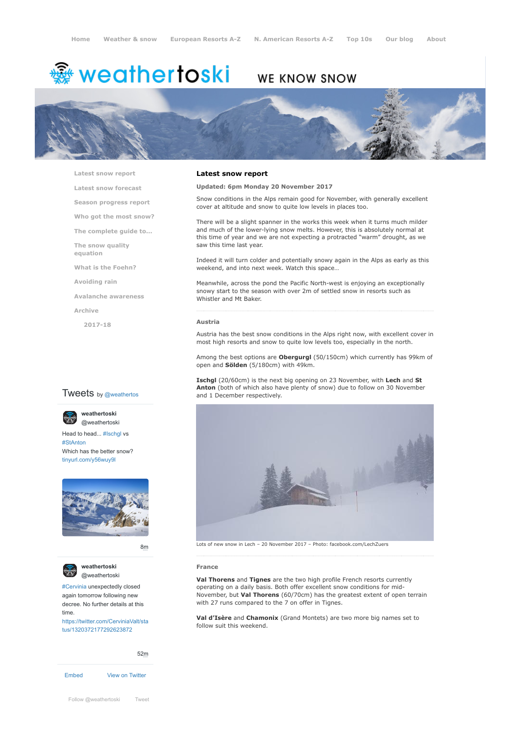Home | Weather & snow | European Resorts A-Z | N. American Resorts A-Z | Top 10s | Our blog | About

# weathertoski

WE KNOW SNOW

- Latest snow report
- Latest snow forecast
- Season progress report
- Who got the most snow?
- The complete guide to...
- The snow quality equation
- What is the Foehn?
- Avoiding rain
- Avalanche awareness
- Archive
  - 2017-18

## Latest snow report

**Updated: 6pm Monday 20 November 2017**

Snow conditions in the Alps remain good for November, with generally excellent cover at altitude and snow to quite low levels in places too.

There will be a slight spanner in the works this week when it turns much milder and much of the lower-lying snow melts. However, this is absolutely normal at this time of year and we are not expecting a protracted "warm" drought, as we saw this time last year.

Indeed it will turn colder and potentially snowy again in the Alps as early as this weekend, and into next week. Watch this space…

Meanwhile, across the pond the Pacific North-west is enjoying an exceptionally snowy start to the season with over 2m of settled snow in resorts such as Whistler and Mt Baker.

### Austria

Austria has the best snow conditions in the Alps right now, with excellent cover in most high resorts and snow to quite low levels too, especially in the north.

Among the best options are **Obergurgl** (50/150cm) which currently has 99km of open and **Sölden** (5/180cm) with 49km.

**Ischgl** (20/60cm) is the next big opening on 23 November, with **Lech** and **St Anton** (both of which also have plenty of snow) due to follow on 30 November and 1 December respectively.

Lots of new snow in Lech – 20 November 2017 – Photo: facebook.com/LechZuers

### France

**Val Thorens** and **Tignes** are the two high profile French resorts currently operating on a daily basis. Both offer excellent snow conditions for mid-November, but **Val Thorens** (60/70cm) has the greatest extent of open terrain with 27 runs compared to the 7 on offer in Tignes.

**Val d'Isère** and **Chamonix** (Grand Montets) are two more big names set to follow suit this weekend.

Tweets by @weathertos

weathertoski @weathertoski
Head to head... #Ischgl vs #StAnton
Which has the better snow?
tinyurl.com/y56wuy9l
8m

weathertoski @weathertoski
#Cervinia unexpectedly closed again tomorrow following new decree. No further details at this time.
https://twitter.com/CerviniaValt/status/1320372177292623872
52m

Embed | View on Twitter

Follow @weathertoski | Tweet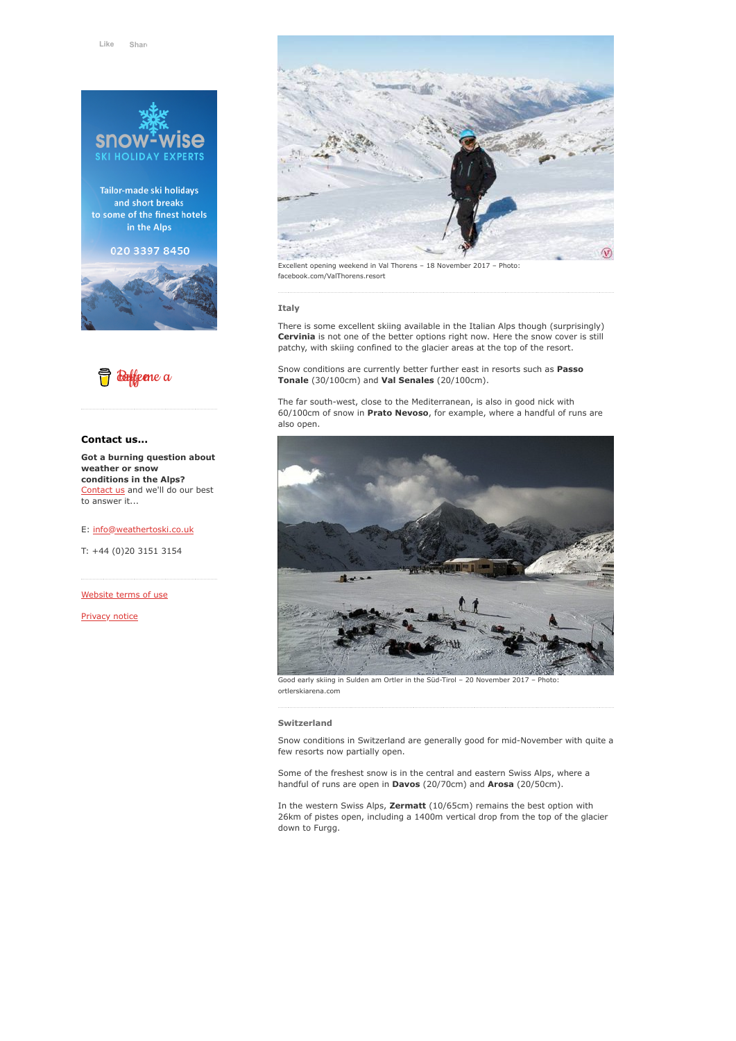Like Share

snow-wise SKI HOLIDAY EXPERTS

Tailor-made ski holidays and short breaks to some of the finest hotels in the Alps

020 3397 8450

Buy me a coffee

**Contact us...**

**Got a burning question about weather or snow conditions in the Alps?** Contact us and we'll do our best to answer it...

E: info@weathertoski.co.uk

T: +44 (0)20 3151 3154

Website terms of use

Privacy notice

Excellent opening weekend in Val Thorens – 18 November 2017 – Photo: facebook.com/ValThorens.resort

### Italy

There is some excellent skiing available in the Italian Alps though (surprisingly) **Cervinia** is not one of the better options right now. Here the snow cover is still patchy, with skiing confined to the glacier areas at the top of the resort.

Snow conditions are currently better further east in resorts such as **Passo Tonale** (30/100cm) and **Val Senales** (20/100cm).

The far south-west, close to the Mediterranean, is also in good nick with 60/100cm of snow in **Prato Nevoso**, for example, where a handful of runs are also open.

Good early skiing in Sulden am Ortler in the Süd-Tirol – 20 November 2017 – Photo: ortlerskiarena.com

### Switzerland

Snow conditions in Switzerland are generally good for mid-November with quite a few resorts now partially open.

Some of the freshest snow is in the central and eastern Swiss Alps, where a handful of runs are open in **Davos** (20/70cm) and **Arosa** (20/50cm).

In the western Swiss Alps, **Zermatt** (10/65cm) remains the best option with 26km of pistes open, including a 1400m vertical drop from the top of the glacier down to Furgg.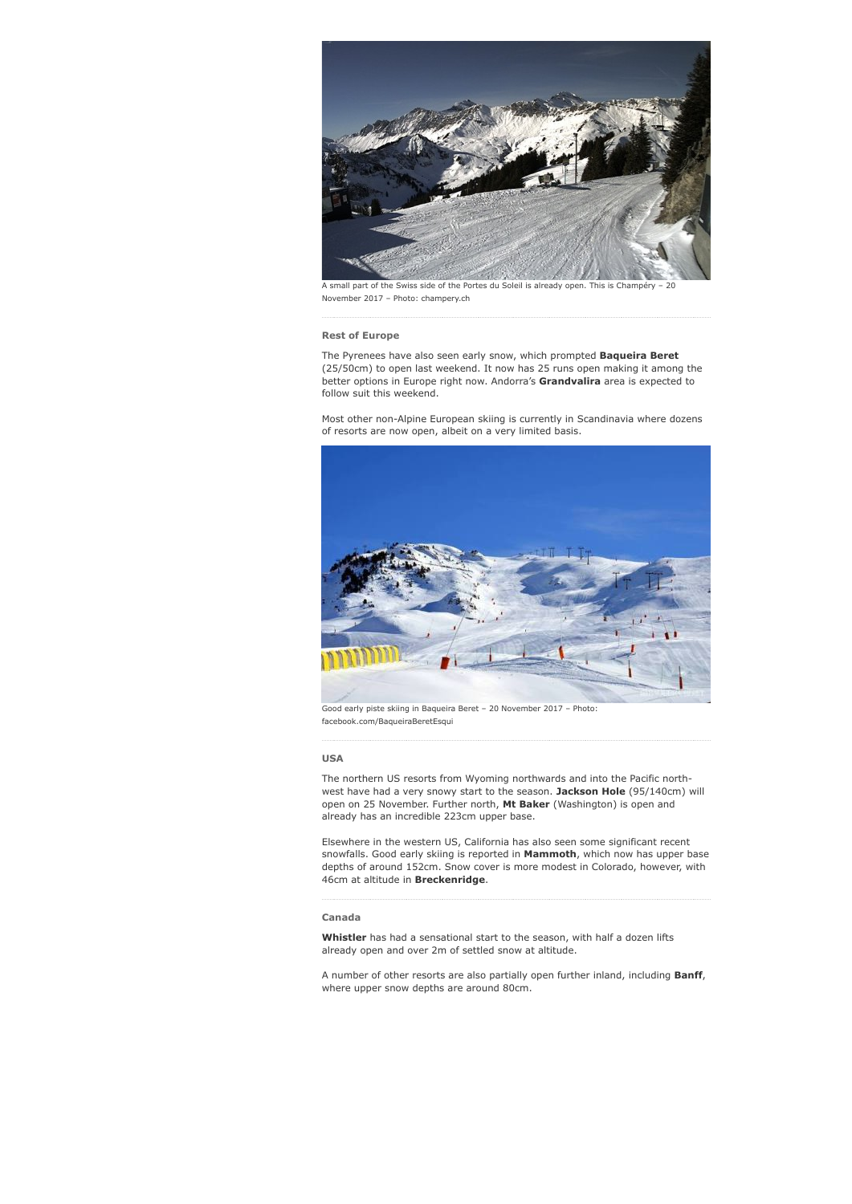A small part of the Swiss side of the Portes du Soleil is already open. This is Champéry – 20 November 2017 – Photo: champery.ch

### Rest of Europe

The Pyrenees have also seen early snow, which prompted **Baqueira Beret** (25/50cm) to open last weekend. It now has 25 runs open making it among the better options in Europe right now. Andorra's **Grandvalira** area is expected to follow suit this weekend.

Most other non-Alpine European skiing is currently in Scandinavia where dozens of resorts are now open, albeit on a very limited basis.

Good early piste skiing in Baqueira Beret – 20 November 2017 – Photo: facebook.com/BaqueiraBeretEsqui

### USA

The northern US resorts from Wyoming northwards and into the Pacific north-west have had a very snowy start to the season. **Jackson Hole** (95/140cm) will open on 25 November. Further north, **Mt Baker** (Washington) is open and already has an incredible 223cm upper base.

Elsewhere in the western US, California has also seen some significant recent snowfalls. Good early skiing is reported in **Mammoth**, which now has upper base depths of around 152cm. Snow cover is more modest in Colorado, however, with 46cm at altitude in **Breckenridge**.

### Canada

**Whistler** has had a sensational start to the season, with half a dozen lifts already open and over 2m of settled snow at altitude.

A number of other resorts are also partially open further inland, including **Banff**, where upper snow depths are around 80cm.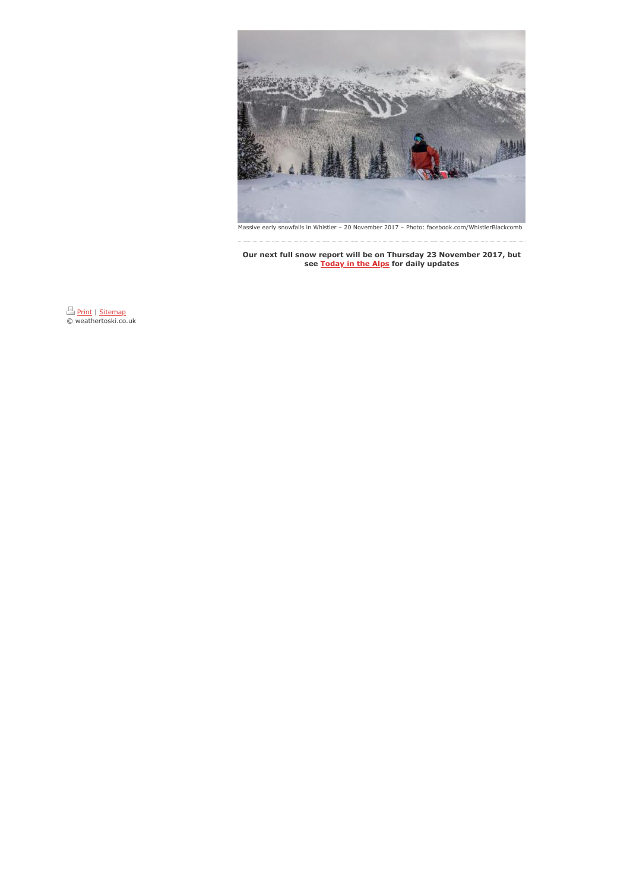Massive early snowfalls in Whistler – 20 November 2017 – Photo: facebook.com/WhistlerBlackcomb

**Our next full snow report will be on Thursday 23 November 2017, but see Today in the Alps for daily updates**

Print | Sitemap
© weathertoski.co.uk